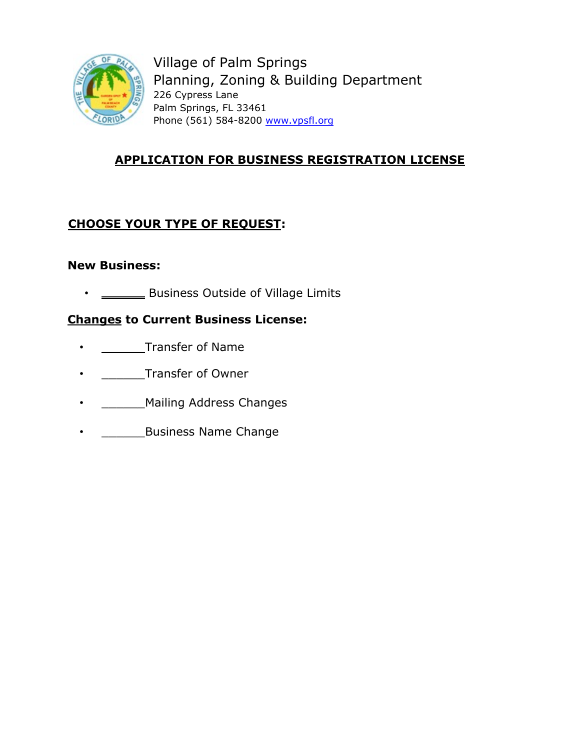Village of Palm Springs
Planning, Zoning & Building Department
226 Cypress Lane
Palm Springs, FL 33461
Phone (561) 584-8200 www.vpsfl.org

# APPLICATION FOR BUSINESS REGISTRATION LICENSE

## CHOOSE YOUR TYPE OF REQUEST:

**New Business:**

- _______ Business Outside of Village Limits

**Changes to Current Business License:**

- ______Transfer of Name
- ______Transfer of Owner
- ______Mailing Address Changes
- ______Business Name Change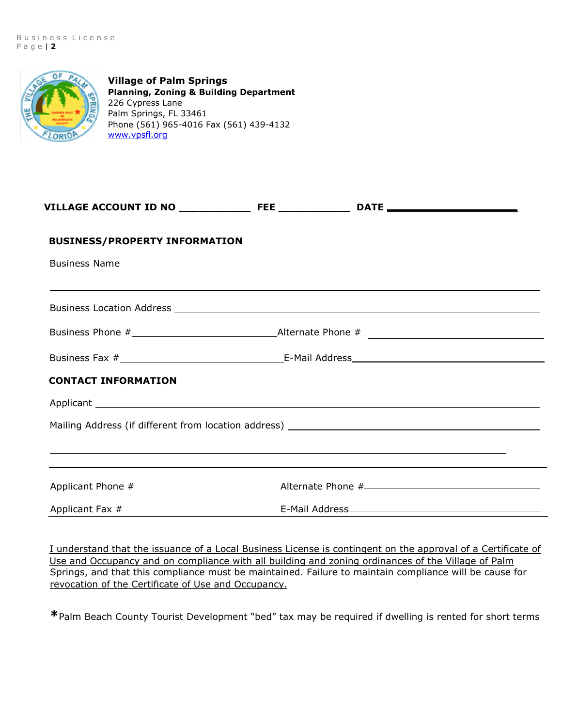**Village of Palm Springs**
**Planning, Zoning & Building Department**
226 Cypress Lane
Palm Springs, FL 33461
Phone (561) 965-4016 Fax (561) 439-4132
www.vpsfl.org

**VILLAGE ACCOUNT ID NO ____________ FEE ____________ DATE ______________________**

## BUSINESS/PROPERTY INFORMATION

Business Name

_______________________________________________________________________________

Business Location Address ______________________________________________________

Business Phone # ___________________________ Alternate Phone # ___________________________

Business Fax # ___________________________ E-Mail Address ___________________________

## CONTACT INFORMATION

Applicant ______________________________________________________________________

Mailing Address (if different from location address) ______________________________________

_______________________________________________________________________________

_______________________________________________________________________________

Applicant Phone # ___________________________ Alternate Phone # ___________________________

Applicant Fax # ___________________________ E-Mail Address ___________________________

I understand that the issuance of a Local Business License is contingent on the approval of a Certificate of Use and Occupancy and on compliance with all building and zoning ordinances of the Village of Palm Springs, and that this compliance must be maintained. Failure to maintain compliance will be cause for revocation of the Certificate of Use and Occupancy.

*Palm Beach County Tourist Development "bed" tax may be required if dwelling is rented for short terms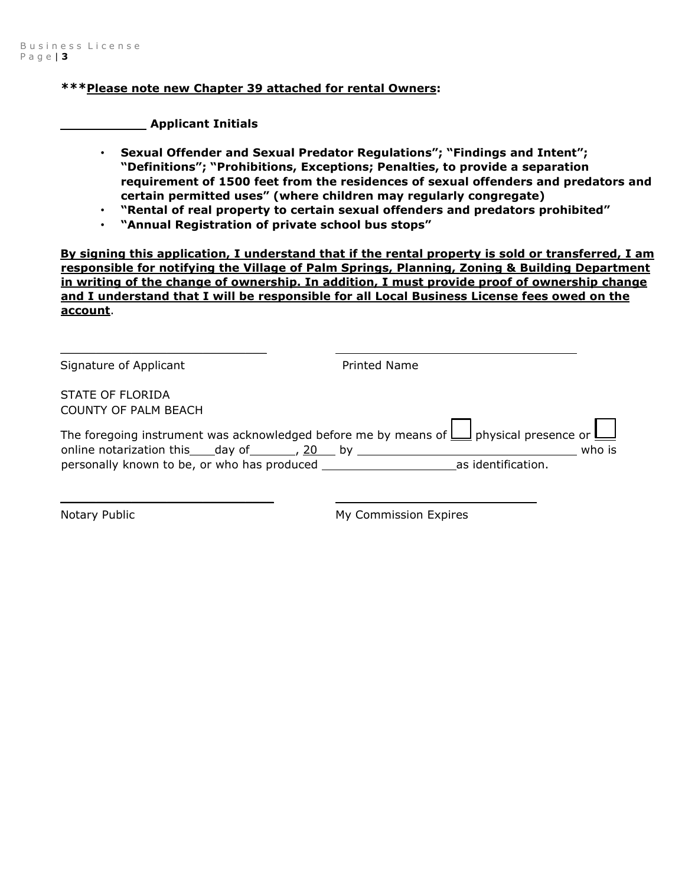**\*\*\*Please note new Chapter 39 attached for rental Owners:**

\_\_\_\_\_\_\_\_\_\_ **Applicant Initials**

- **Sexual Offender and Sexual Predator Regulations"; "Findings and Intent"; "Definitions"; "Prohibitions, Exceptions; Penalties, to provide a separation requirement of 1500 feet from the residences of sexual offenders and predators and certain permitted uses" (where children may regularly congregate)**
- **"Rental of real property to certain sexual offenders and predators prohibited"**
- **"Annual Registration of private school bus stops"**

**By signing this application, I understand that if the rental property is sold or transferred, I am responsible for notifying the Village of Palm Springs, Planning, Zoning & Building Department in writing of the change of ownership. In addition, I must provide proof of ownership change and I understand that I will be responsible for all Local Business License fees owed on the account**.

\_\_\_\_\_\_\_\_\_\_\_\_\_\_\_\_\_\_\_\_\_\_\_\_\_\_\_\_ \_\_\_\_\_\_\_\_\_\_\_\_\_\_\_\_\_\_\_\_\_\_\_\_\_\_\_\_\_\_\_\_\_

Signature of Applicant Printed Name

STATE OF FLORIDA
COUNTY OF PALM BEACH

The foregoing instrument was acknowledged before me by means of ☐ physical presence or ☐ online notarization this\_\_\_\_day of\_\_\_\_\_\_\_, 20\_\_\_ by \_\_\_\_\_\_\_\_\_\_\_\_\_\_\_\_\_\_\_\_\_\_\_\_\_\_\_\_\_\_ who is personally known to be, or who has produced \_\_\_\_\_\_\_\_\_\_\_\_\_\_\_\_\_\_\_as identification.

\_\_\_\_\_\_\_\_\_\_\_\_\_\_\_\_\_\_\_\_\_\_\_\_\_\_\_\_ \_\_\_\_\_\_\_\_\_\_\_\_\_\_\_\_\_\_\_\_\_\_\_\_\_\_\_

Notary Public My Commission Expires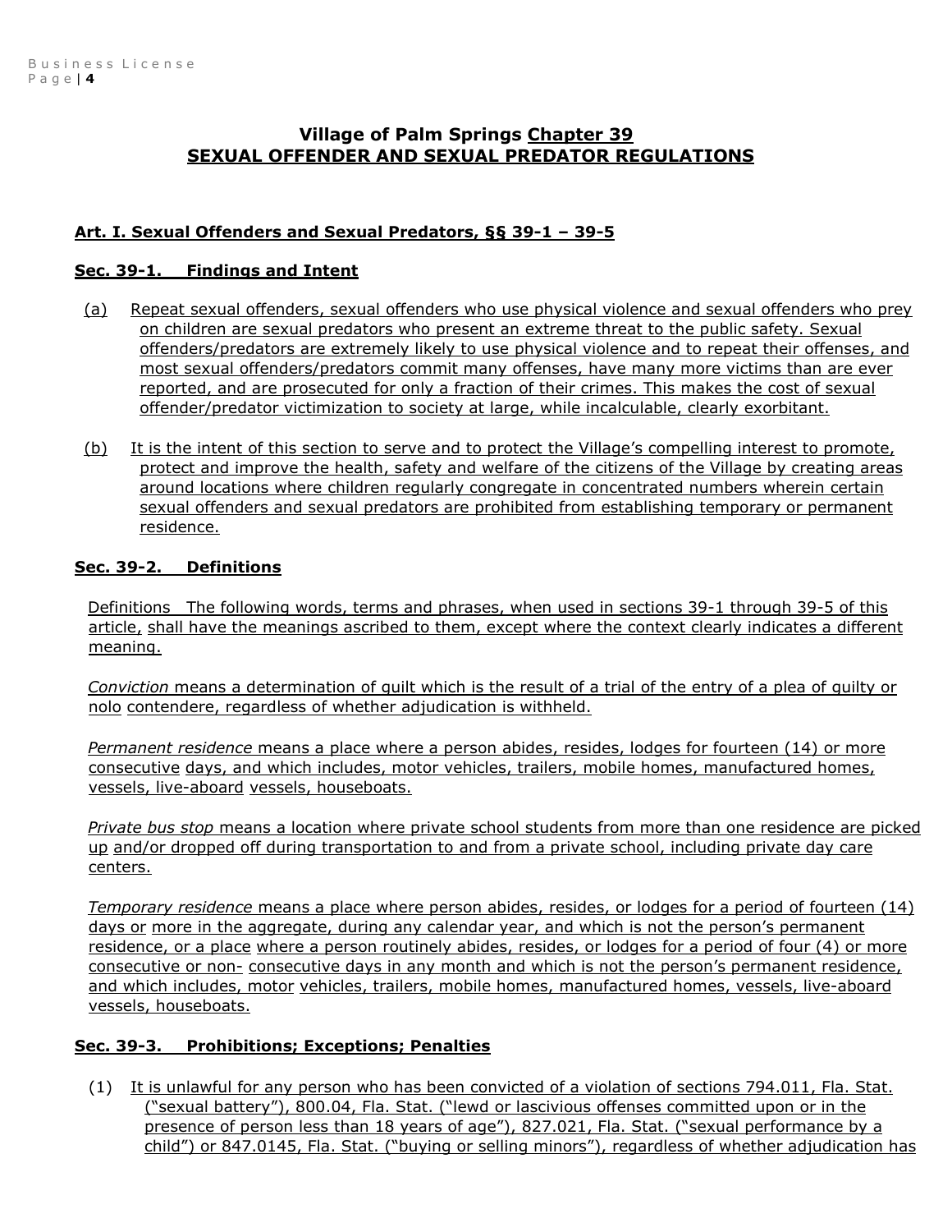# Village of Palm Springs Chapter 39
# SEXUAL OFFENDER AND SEXUAL PREDATOR REGULATIONS

## Art. I. Sexual Offenders and Sexual Predators, §§ 39-1 – 39-5

### Sec. 39-1. Findings and Intent

(a) Repeat sexual offenders, sexual offenders who use physical violence and sexual offenders who prey on children are sexual predators who present an extreme threat to the public safety. Sexual offenders/predators are extremely likely to use physical violence and to repeat their offenses, and most sexual offenders/predators commit many offenses, have many more victims than are ever reported, and are prosecuted for only a fraction of their crimes. This makes the cost of sexual offender/predator victimization to society at large, while incalculable, clearly exorbitant.

(b) It is the intent of this section to serve and to protect the Village's compelling interest to promote, protect and improve the health, safety and welfare of the citizens of the Village by creating areas around locations where children regularly congregate in concentrated numbers wherein certain sexual offenders and sexual predators are prohibited from establishing temporary or permanent residence.

### Sec. 39-2. Definitions

Definitions The following words, terms and phrases, when used in sections 39-1 through 39-5 of this article, shall have the meanings ascribed to them, except where the context clearly indicates a different meaning.

*Conviction* means a determination of guilt which is the result of a trial of the entry of a plea of guilty or nolo contendere, regardless of whether adjudication is withheld.

*Permanent residence* means a place where a person abides, resides, lodges for fourteen (14) or more consecutive days, and which includes, motor vehicles, trailers, mobile homes, manufactured homes, vessels, live-aboard vessels, houseboats.

*Private bus stop* means a location where private school students from more than one residence are picked up and/or dropped off during transportation to and from a private school, including private day care centers.

*Temporary residence* means a place where person abides, resides, or lodges for a period of fourteen (14) days or more in the aggregate, during any calendar year, and which is not the person's permanent residence, or a place where a person routinely abides, resides, or lodges for a period of four (4) or more consecutive or non- consecutive days in any month and which is not the person's permanent residence, and which includes, motor vehicles, trailers, mobile homes, manufactured homes, vessels, live-aboard vessels, houseboats.

### Sec. 39-3. Prohibitions; Exceptions; Penalties

(1) It is unlawful for any person who has been convicted of a violation of sections 794.011, Fla. Stat. ("sexual battery"), 800.04, Fla. Stat. ("lewd or lascivious offenses committed upon or in the presence of person less than 18 years of age"), 827.021, Fla. Stat. ("sexual performance by a child") or 847.0145, Fla. Stat. ("buying or selling minors"), regardless of whether adjudication has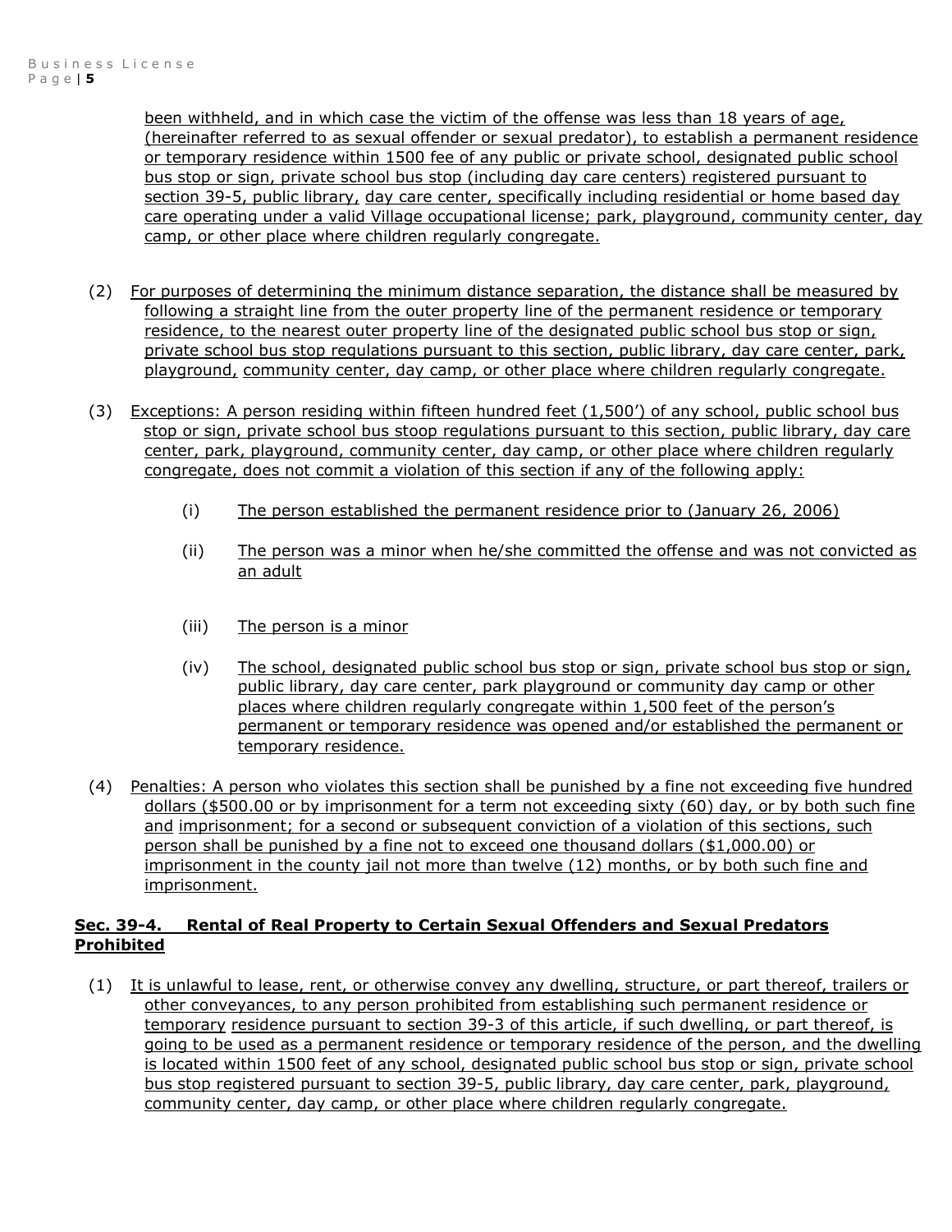been withheld, and in which case the victim of the offense was less than 18 years of age, (hereinafter referred to as sexual offender or sexual predator), to establish a permanent residence or temporary residence within 1500 fee of any public or private school, designated public school bus stop or sign, private school bus stop (including day care centers) registered pursuant to section 39-5, public library, day care center, specifically including residential or home based day care operating under a valid Village occupational license; park, playground, community center, day camp, or other place where children regularly congregate.

(2) For purposes of determining the minimum distance separation, the distance shall be measured by following a straight line from the outer property line of the permanent residence or temporary residence, to the nearest outer property line of the designated public school bus stop or sign, private school bus stop regulations pursuant to this section, public library, day care center, park, playground, community center, day camp, or other place where children regularly congregate.

(3) Exceptions: A person residing within fifteen hundred feet (1,500') of any school, public school bus stop or sign, private school bus stoop regulations pursuant to this section, public library, day care center, park, playground, community center, day camp, or other place where children regularly congregate, does not commit a violation of this section if any of the following apply:

(i) The person established the permanent residence prior to (January 26, 2006)

(ii) The person was a minor when he/she committed the offense and was not convicted as an adult

(iii) The person is a minor

(iv) The school, designated public school bus stop or sign, private school bus stop or sign, public library, day care center, park playground or community day camp or other places where children regularly congregate within 1,500 feet of the person's permanent or temporary residence was opened and/or established the permanent or temporary residence.

(4) Penalties: A person who violates this section shall be punished by a fine not exceeding five hundred dollars ($500.00 or by imprisonment for a term not exceeding sixty (60) day, or by both such fine and imprisonment; for a second or subsequent conviction of a violation of this sections, such person shall be punished by a fine not to exceed one thousand dollars ($1,000.00) or imprisonment in the county jail not more than twelve (12) months, or by both such fine and imprisonment.

**Sec. 39-4. Rental of Real Property to Certain Sexual Offenders and Sexual Predators Prohibited**

(1) It is unlawful to lease, rent, or otherwise convey any dwelling, structure, or part thereof, trailers or other conveyances, to any person prohibited from establishing such permanent residence or temporary residence pursuant to section 39-3 of this article, if such dwelling, or part thereof, is going to be used as a permanent residence or temporary residence of the person, and the dwelling is located within 1500 feet of any school, designated public school bus stop or sign, private school bus stop registered pursuant to section 39-5, public library, day care center, park, playground, community center, day camp, or other place where children regularly congregate.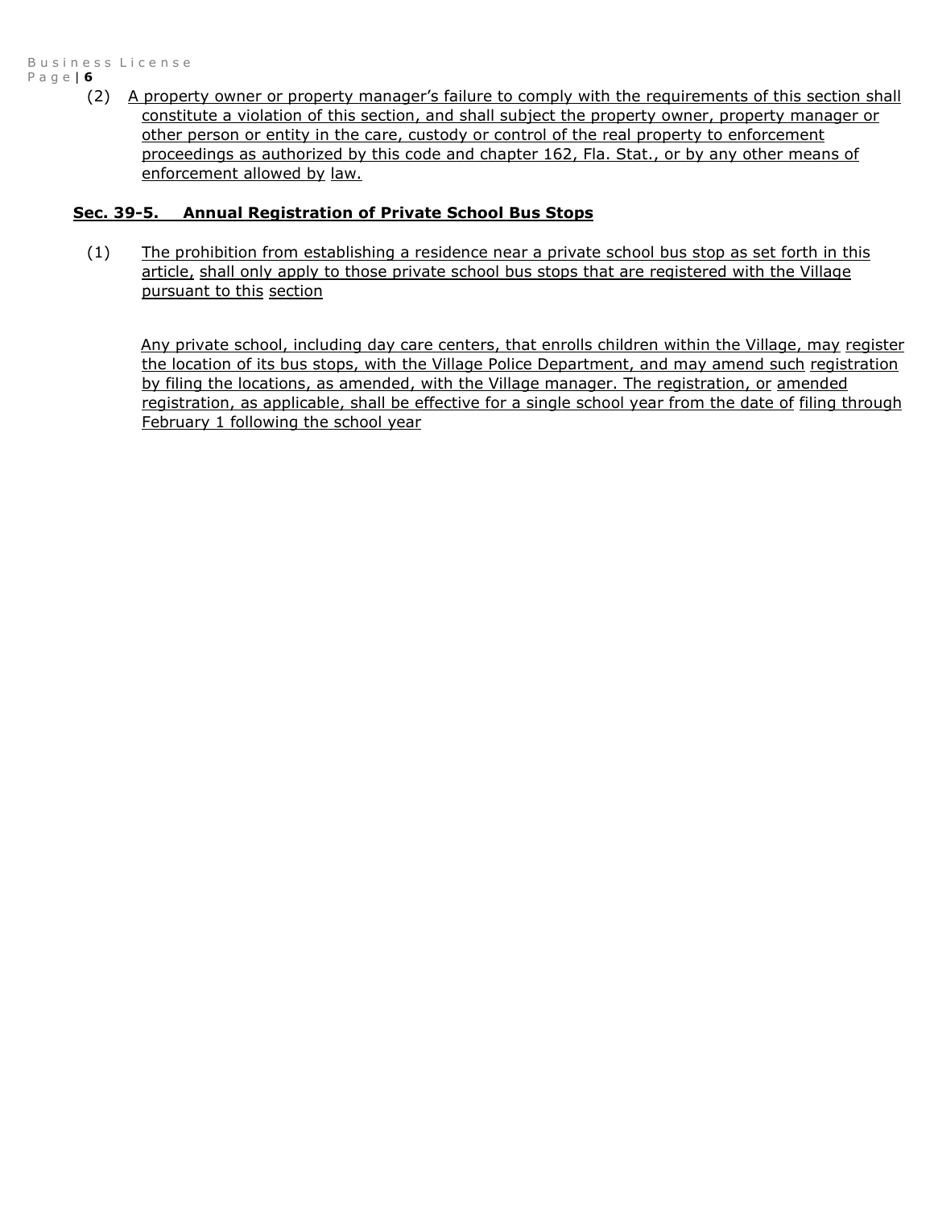(2) A property owner or property manager's failure to comply with the requirements of this section shall constitute a violation of this section, and shall subject the property owner, property manager or other person or entity in the care, custody or control of the real property to enforcement proceedings as authorized by this code and chapter 162, Fla. Stat., or by any other means of enforcement allowed by law.

**Sec. 39-5. Annual Registration of Private School Bus Stops**

(1) The prohibition from establishing a residence near a private school bus stop as set forth in this article, shall only apply to those private school bus stops that are registered with the Village pursuant to this section

Any private school, including day care centers, that enrolls children within the Village, may register the location of its bus stops, with the Village Police Department, and may amend such registration by filing the locations, as amended, with the Village manager. The registration, or amended registration, as applicable, shall be effective for a single school year from the date of filing through February 1 following the school year